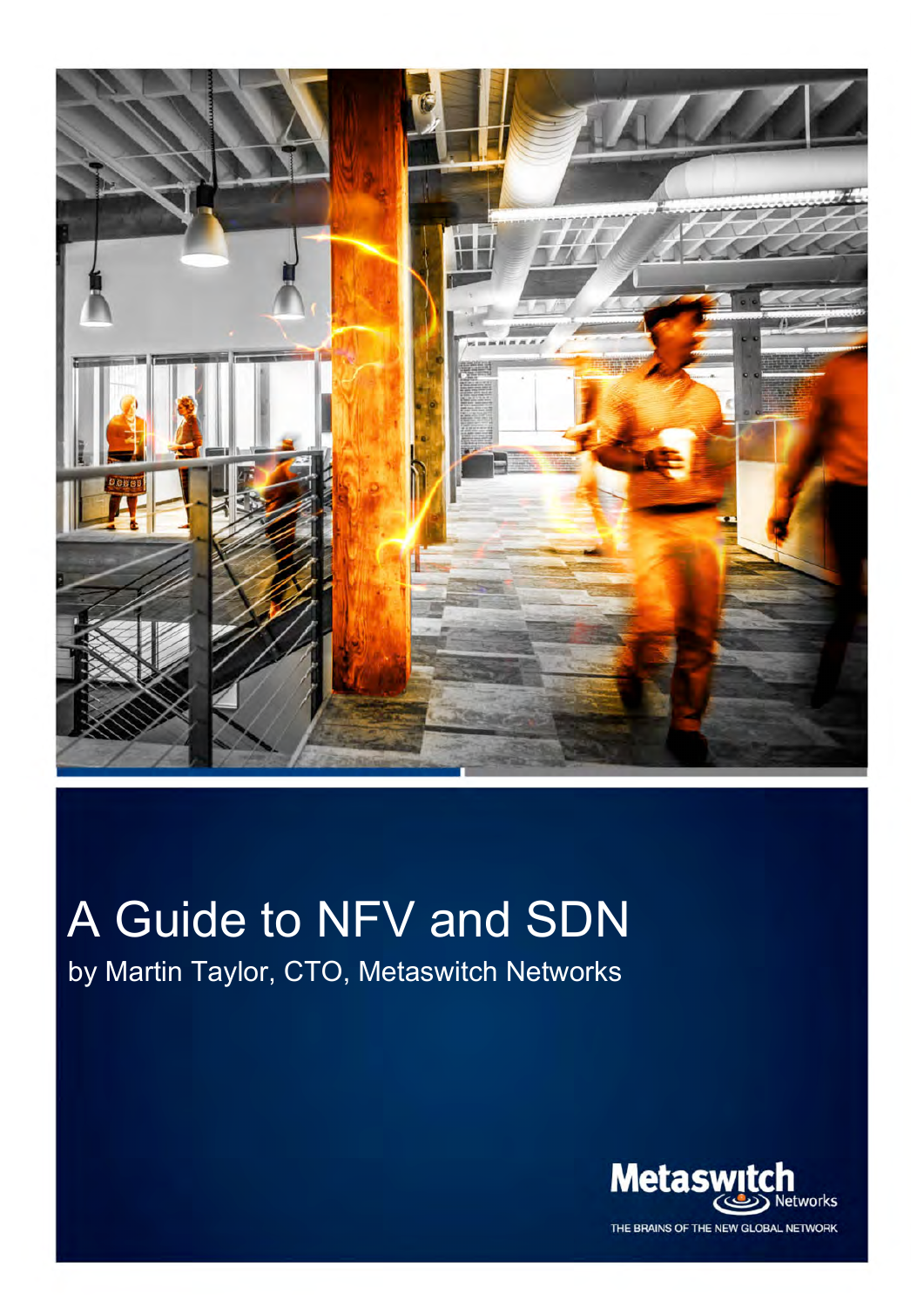# A Guide to NFV and SDN

by Martin Taylor, CTO, Metaswitch Networks

Metaswitch Networks

THE BRAINS OF THE NEW GLOBAL NETWORK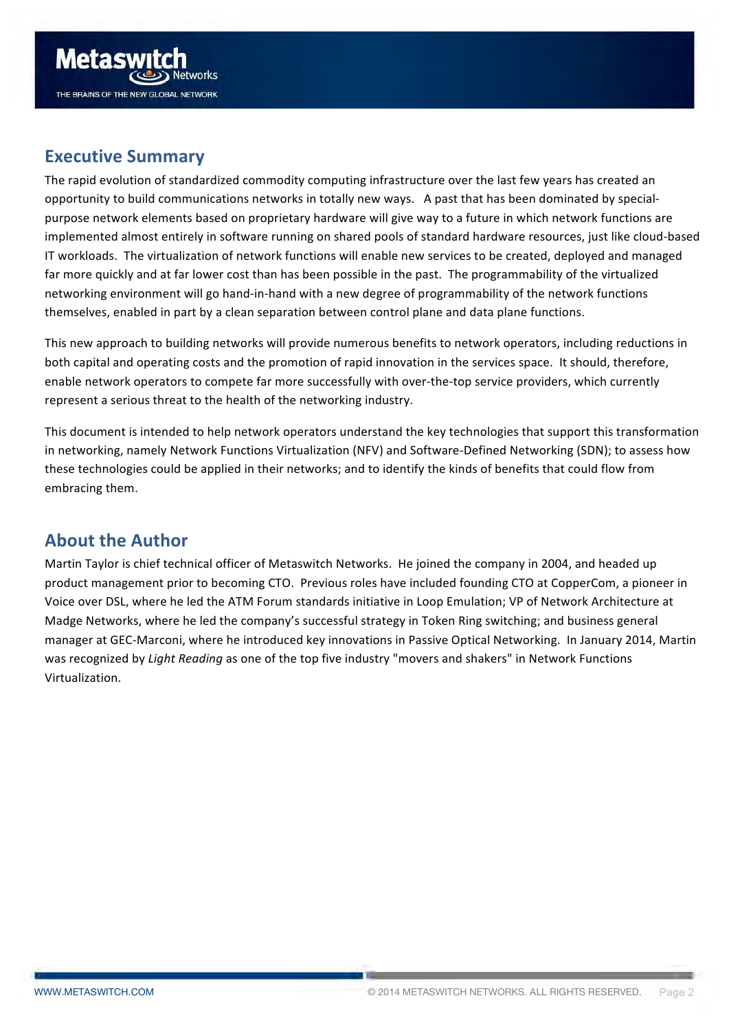## Executive Summary

The rapid evolution of standardized commodity computing infrastructure over the last few years has created an opportunity to build communications networks in totally new ways. A past that has been dominated by special-purpose network elements based on proprietary hardware will give way to a future in which network functions are implemented almost entirely in software running on shared pools of standard hardware resources, just like cloud-based IT workloads. The virtualization of network functions will enable new services to be created, deployed and managed far more quickly and at far lower cost than has been possible in the past. The programmability of the virtualized networking environment will go hand-in-hand with a new degree of programmability of the network functions themselves, enabled in part by a clean separation between control plane and data plane functions.

This new approach to building networks will provide numerous benefits to network operators, including reductions in both capital and operating costs and the promotion of rapid innovation in the services space. It should, therefore, enable network operators to compete far more successfully with over-the-top service providers, which currently represent a serious threat to the health of the networking industry.

This document is intended to help network operators understand the key technologies that support this transformation in networking, namely Network Functions Virtualization (NFV) and Software-Defined Networking (SDN); to assess how these technologies could be applied in their networks; and to identify the kinds of benefits that could flow from embracing them.

## About the Author

Martin Taylor is chief technical officer of Metaswitch Networks. He joined the company in 2004, and headed up product management prior to becoming CTO. Previous roles have included founding CTO at CopperCom, a pioneer in Voice over DSL, where he led the ATM Forum standards initiative in Loop Emulation; VP of Network Architecture at Madge Networks, where he led the company's successful strategy in Token Ring switching; and business general manager at GEC-Marconi, where he introduced key innovations in Passive Optical Networking. In January 2014, Martin was recognized by *Light Reading* as one of the top five industry "movers and shakers" in Network Functions Virtualization.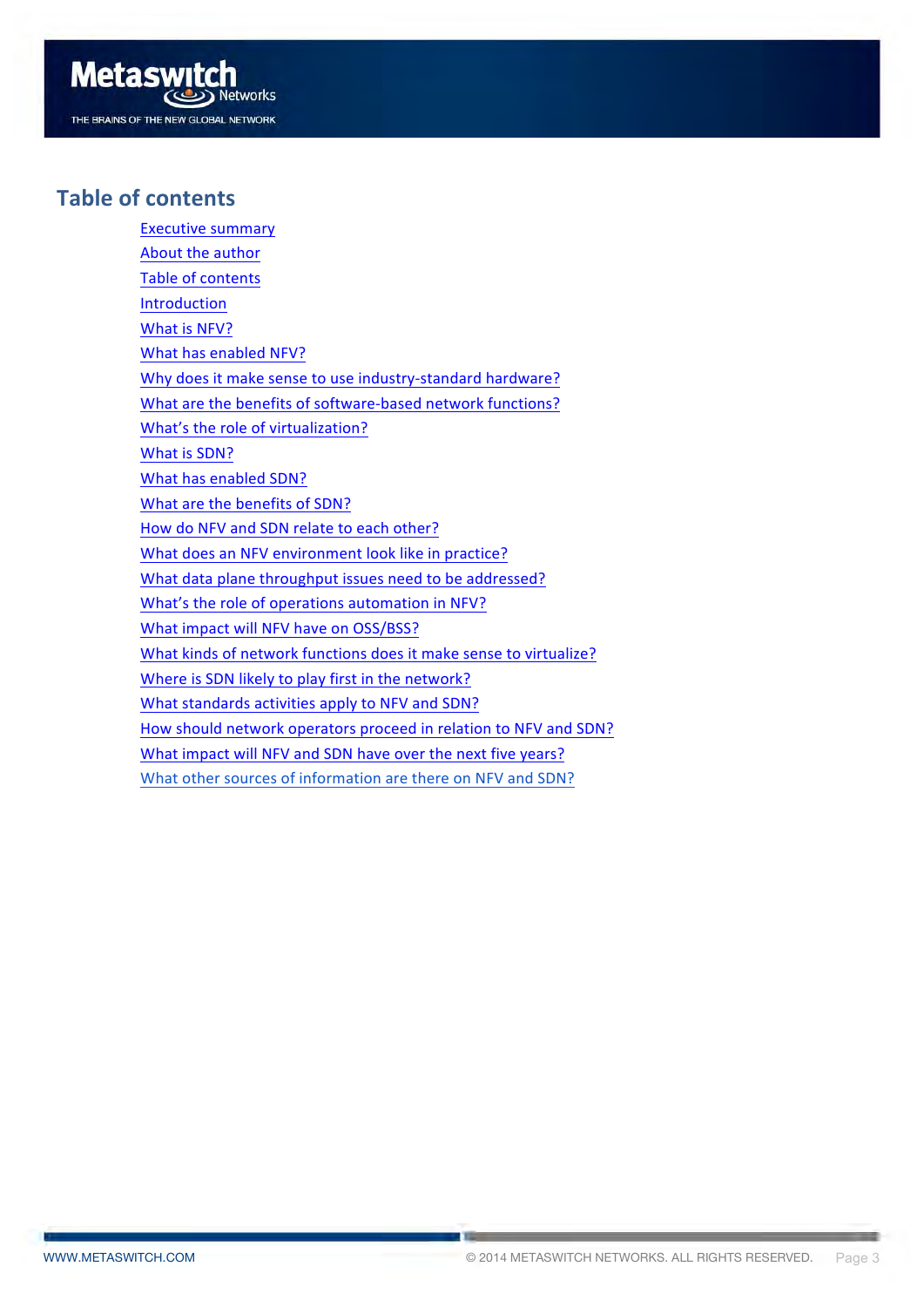## Table of contents

- Executive summary
- About the author
- Table of contents
- Introduction
- What is NFV?
- What has enabled NFV?
- Why does it make sense to use industry-standard hardware?
- What are the benefits of software-based network functions?
- What's the role of virtualization?
- What is SDN?
- What has enabled SDN?
- What are the benefits of SDN?
- How do NFV and SDN relate to each other?
- What does an NFV environment look like in practice?
- What data plane throughput issues need to be addressed?
- What's the role of operations automation in NFV?
- What impact will NFV have on OSS/BSS?
- What kinds of network functions does it make sense to virtualize?
- Where is SDN likely to play first in the network?
- What standards activities apply to NFV and SDN?
- How should network operators proceed in relation to NFV and SDN?
- What impact will NFV and SDN have over the next five years?
- What other sources of information are there on NFV and SDN?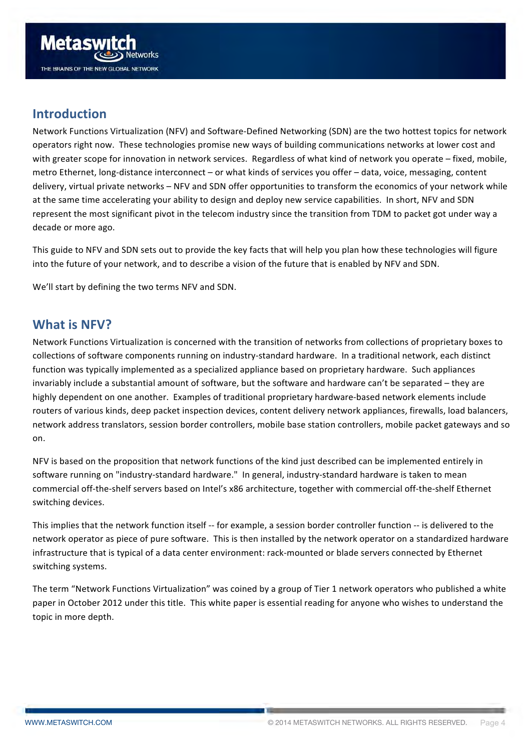## Introduction

Network Functions Virtualization (NFV) and Software-Defined Networking (SDN) are the two hottest topics for network operators right now. These technologies promise new ways of building communications networks at lower cost and with greater scope for innovation in network services. Regardless of what kind of network you operate – fixed, mobile, metro Ethernet, long-distance interconnect – or what kinds of services you offer – data, voice, messaging, content delivery, virtual private networks – NFV and SDN offer opportunities to transform the economics of your network while at the same time accelerating your ability to design and deploy new service capabilities. In short, NFV and SDN represent the most significant pivot in the telecom industry since the transition from TDM to packet got under way a decade or more ago.

This guide to NFV and SDN sets out to provide the key facts that will help you plan how these technologies will figure into the future of your network, and to describe a vision of the future that is enabled by NFV and SDN.

We'll start by defining the two terms NFV and SDN.

## What is NFV?

Network Functions Virtualization is concerned with the transition of networks from collections of proprietary boxes to collections of software components running on industry-standard hardware. In a traditional network, each distinct function was typically implemented as a specialized appliance based on proprietary hardware. Such appliances invariably include a substantial amount of software, but the software and hardware can't be separated – they are highly dependent on one another. Examples of traditional proprietary hardware-based network elements include routers of various kinds, deep packet inspection devices, content delivery network appliances, firewalls, load balancers, network address translators, session border controllers, mobile base station controllers, mobile packet gateways and so on.

NFV is based on the proposition that network functions of the kind just described can be implemented entirely in software running on "industry-standard hardware." In general, industry-standard hardware is taken to mean commercial off-the-shelf servers based on Intel's x86 architecture, together with commercial off-the-shelf Ethernet switching devices.

This implies that the network function itself -- for example, a session border controller function -- is delivered to the network operator as piece of pure software. This is then installed by the network operator on a standardized hardware infrastructure that is typical of a data center environment: rack-mounted or blade servers connected by Ethernet switching systems.

The term "Network Functions Virtualization" was coined by a group of Tier 1 network operators who published a white paper in October 2012 under this title. This white paper is essential reading for anyone who wishes to understand the topic in more depth.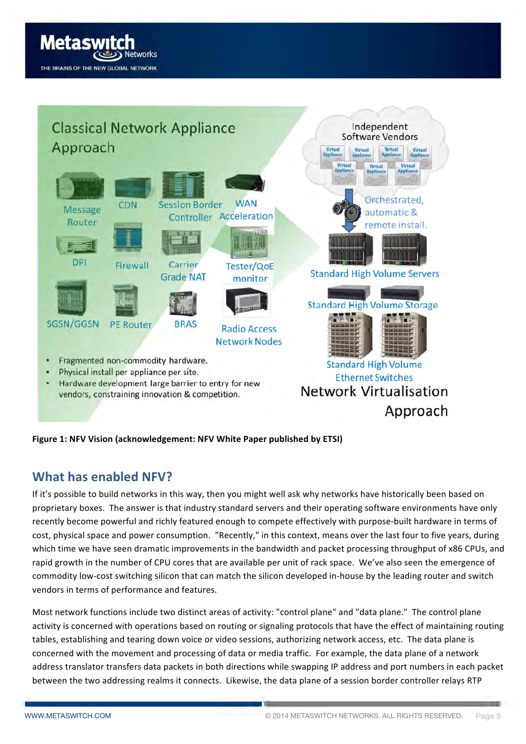**Figure 1: NFV Vision (acknowledgement: NFV White Paper published by ETSI)**

## What has enabled NFV?

If it's possible to build networks in this way, then you might well ask why networks have historically been based on proprietary boxes. The answer is that industry standard servers and their operating software environments have only recently become powerful and richly featured enough to compete effectively with purpose-built hardware in terms of cost, physical space and power consumption. "Recently," in this context, means over the last four to five years, during which time we have seen dramatic improvements in the bandwidth and packet processing throughput of x86 CPUs, and rapid growth in the number of CPU cores that are available per unit of rack space. We've also seen the emergence of commodity low-cost switching silicon that can match the silicon developed in-house by the leading router and switch vendors in terms of performance and features.

Most network functions include two distinct areas of activity: "control plane" and "data plane." The control plane activity is concerned with operations based on routing or signaling protocols that have the effect of maintaining routing tables, establishing and tearing down voice or video sessions, authorizing network access, etc. The data plane is concerned with the movement and processing of data or media traffic. For example, the data plane of a network address translator transfers data packets in both directions while swapping IP address and port numbers in each packet between the two addressing realms it connects. Likewise, the data plane of a session border controller relays RTP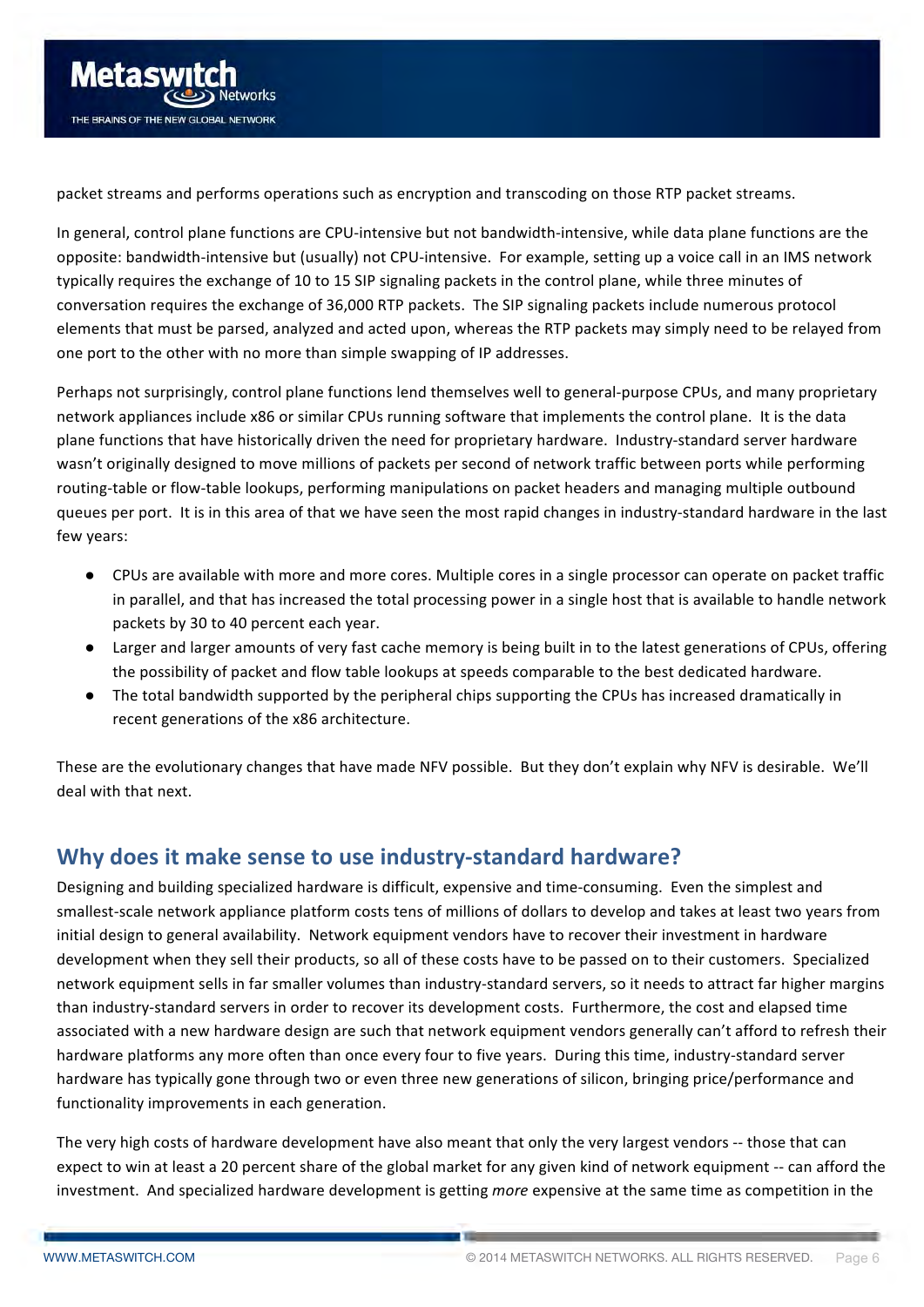packet streams and performs operations such as encryption and transcoding on those RTP packet streams.

In general, control plane functions are CPU-intensive but not bandwidth-intensive, while data plane functions are the opposite: bandwidth-intensive but (usually) not CPU-intensive. For example, setting up a voice call in an IMS network typically requires the exchange of 10 to 15 SIP signaling packets in the control plane, while three minutes of conversation requires the exchange of 36,000 RTP packets. The SIP signaling packets include numerous protocol elements that must be parsed, analyzed and acted upon, whereas the RTP packets may simply need to be relayed from one port to the other with no more than simple swapping of IP addresses.

Perhaps not surprisingly, control plane functions lend themselves well to general-purpose CPUs, and many proprietary network appliances include x86 or similar CPUs running software that implements the control plane. It is the data plane functions that have historically driven the need for proprietary hardware. Industry-standard server hardware wasn't originally designed to move millions of packets per second of network traffic between ports while performing routing-table or flow-table lookups, performing manipulations on packet headers and managing multiple outbound queues per port. It is in this area of that we have seen the most rapid changes in industry-standard hardware in the last few years:

- CPUs are available with more and more cores. Multiple cores in a single processor can operate on packet traffic in parallel, and that has increased the total processing power in a single host that is available to handle network packets by 30 to 40 percent each year.
- Larger and larger amounts of very fast cache memory is being built in to the latest generations of CPUs, offering the possibility of packet and flow table lookups at speeds comparable to the best dedicated hardware.
- The total bandwidth supported by the peripheral chips supporting the CPUs has increased dramatically in recent generations of the x86 architecture.

These are the evolutionary changes that have made NFV possible. But they don't explain why NFV is desirable. We'll deal with that next.

## Why does it make sense to use industry-standard hardware?

Designing and building specialized hardware is difficult, expensive and time-consuming. Even the simplest and smallest-scale network appliance platform costs tens of millions of dollars to develop and takes at least two years from initial design to general availability. Network equipment vendors have to recover their investment in hardware development when they sell their products, so all of these costs have to be passed on to their customers. Specialized network equipment sells in far smaller volumes than industry-standard servers, so it needs to attract far higher margins than industry-standard servers in order to recover its development costs. Furthermore, the cost and elapsed time associated with a new hardware design are such that network equipment vendors generally can't afford to refresh their hardware platforms any more often than once every four to five years. During this time, industry-standard server hardware has typically gone through two or even three new generations of silicon, bringing price/performance and functionality improvements in each generation.

The very high costs of hardware development have also meant that only the very largest vendors -- those that can expect to win at least a 20 percent share of the global market for any given kind of network equipment -- can afford the investment. And specialized hardware development is getting *more* expensive at the same time as competition in the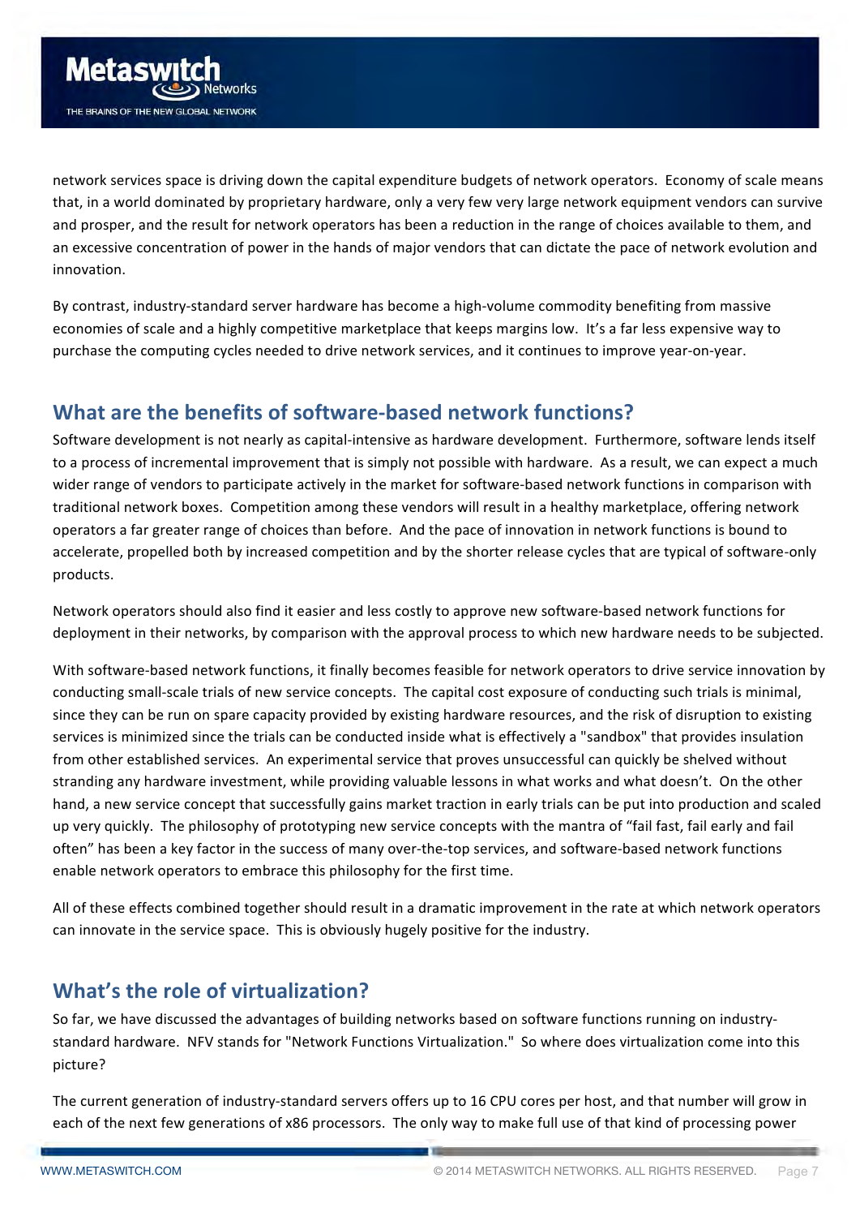network services space is driving down the capital expenditure budgets of network operators. Economy of scale means that, in a world dominated by proprietary hardware, only a very few very large network equipment vendors can survive and prosper, and the result for network operators has been a reduction in the range of choices available to them, and an excessive concentration of power in the hands of major vendors that can dictate the pace of network evolution and innovation.

By contrast, industry-standard server hardware has become a high-volume commodity benefiting from massive economies of scale and a highly competitive marketplace that keeps margins low. It's a far less expensive way to purchase the computing cycles needed to drive network services, and it continues to improve year-on-year.

## What are the benefits of software-based network functions?

Software development is not nearly as capital-intensive as hardware development. Furthermore, software lends itself to a process of incremental improvement that is simply not possible with hardware. As a result, we can expect a much wider range of vendors to participate actively in the market for software-based network functions in comparison with traditional network boxes. Competition among these vendors will result in a healthy marketplace, offering network operators a far greater range of choices than before. And the pace of innovation in network functions is bound to accelerate, propelled both by increased competition and by the shorter release cycles that are typical of software-only products.

Network operators should also find it easier and less costly to approve new software-based network functions for deployment in their networks, by comparison with the approval process to which new hardware needs to be subjected.

With software-based network functions, it finally becomes feasible for network operators to drive service innovation by conducting small-scale trials of new service concepts. The capital cost exposure of conducting such trials is minimal, since they can be run on spare capacity provided by existing hardware resources, and the risk of disruption to existing services is minimized since the trials can be conducted inside what is effectively a "sandbox" that provides insulation from other established services. An experimental service that proves unsuccessful can quickly be shelved without stranding any hardware investment, while providing valuable lessons in what works and what doesn't. On the other hand, a new service concept that successfully gains market traction in early trials can be put into production and scaled up very quickly. The philosophy of prototyping new service concepts with the mantra of "fail fast, fail early and fail often" has been a key factor in the success of many over-the-top services, and software-based network functions enable network operators to embrace this philosophy for the first time.

All of these effects combined together should result in a dramatic improvement in the rate at which network operators can innovate in the service space. This is obviously hugely positive for the industry.

## What's the role of virtualization?

So far, we have discussed the advantages of building networks based on software functions running on industry-standard hardware. NFV stands for "Network Functions Virtualization." So where does virtualization come into this picture?

The current generation of industry-standard servers offers up to 16 CPU cores per host, and that number will grow in each of the next few generations of x86 processors. The only way to make full use of that kind of processing power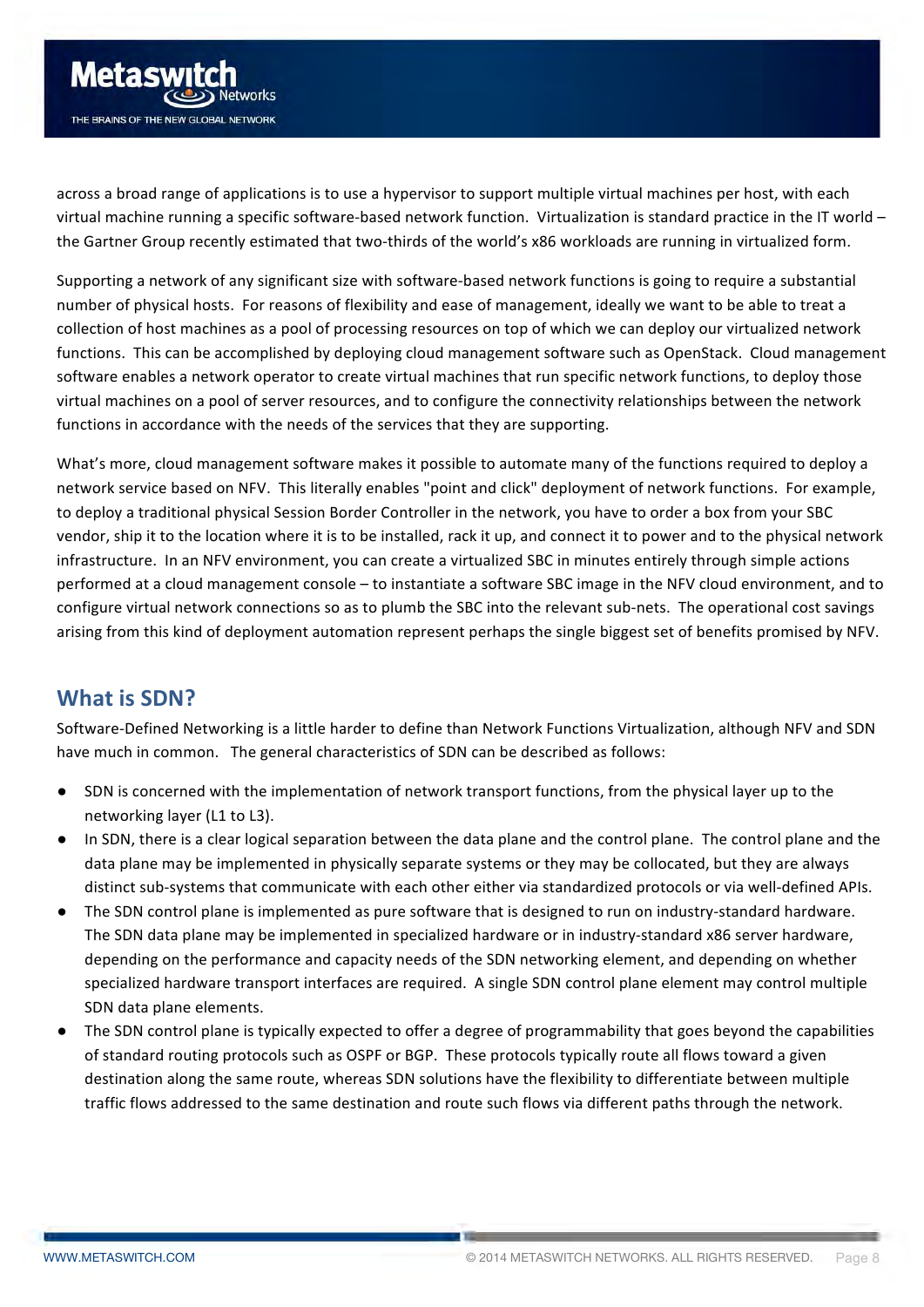across a broad range of applications is to use a hypervisor to support multiple virtual machines per host, with each virtual machine running a specific software-based network function. Virtualization is standard practice in the IT world – the Gartner Group recently estimated that two-thirds of the world's x86 workloads are running in virtualized form.

Supporting a network of any significant size with software-based network functions is going to require a substantial number of physical hosts. For reasons of flexibility and ease of management, ideally we want to be able to treat a collection of host machines as a pool of processing resources on top of which we can deploy our virtualized network functions. This can be accomplished by deploying cloud management software such as OpenStack. Cloud management software enables a network operator to create virtual machines that run specific network functions, to deploy those virtual machines on a pool of server resources, and to configure the connectivity relationships between the network functions in accordance with the needs of the services that they are supporting.

What's more, cloud management software makes it possible to automate many of the functions required to deploy a network service based on NFV. This literally enables "point and click" deployment of network functions. For example, to deploy a traditional physical Session Border Controller in the network, you have to order a box from your SBC vendor, ship it to the location where it is to be installed, rack it up, and connect it to power and to the physical network infrastructure. In an NFV environment, you can create a virtualized SBC in minutes entirely through simple actions performed at a cloud management console – to instantiate a software SBC image in the NFV cloud environment, and to configure virtual network connections so as to plumb the SBC into the relevant sub-nets. The operational cost savings arising from this kind of deployment automation represent perhaps the single biggest set of benefits promised by NFV.

## What is SDN?

Software-Defined Networking is a little harder to define than Network Functions Virtualization, although NFV and SDN have much in common. The general characteristics of SDN can be described as follows:

- SDN is concerned with the implementation of network transport functions, from the physical layer up to the networking layer (L1 to L3).
- In SDN, there is a clear logical separation between the data plane and the control plane. The control plane and the data plane may be implemented in physically separate systems or they may be collocated, but they are always distinct sub-systems that communicate with each other either via standardized protocols or via well-defined APIs.
- The SDN control plane is implemented as pure software that is designed to run on industry-standard hardware. The SDN data plane may be implemented in specialized hardware or in industry-standard x86 server hardware, depending on the performance and capacity needs of the SDN networking element, and depending on whether specialized hardware transport interfaces are required. A single SDN control plane element may control multiple SDN data plane elements.
- The SDN control plane is typically expected to offer a degree of programmability that goes beyond the capabilities of standard routing protocols such as OSPF or BGP. These protocols typically route all flows toward a given destination along the same route, whereas SDN solutions have the flexibility to differentiate between multiple traffic flows addressed to the same destination and route such flows via different paths through the network.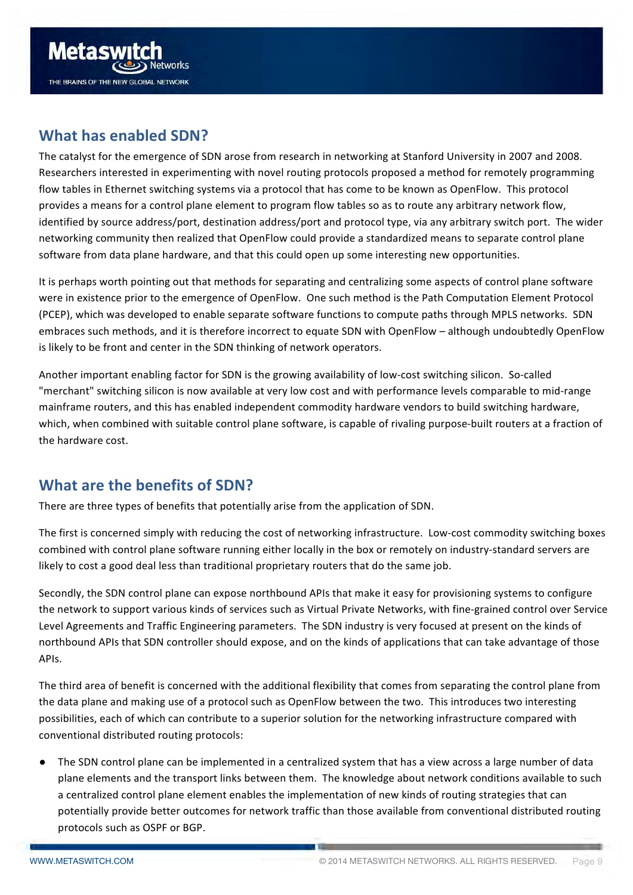## What has enabled SDN?

The catalyst for the emergence of SDN arose from research in networking at Stanford University in 2007 and 2008. Researchers interested in experimenting with novel routing protocols proposed a method for remotely programming flow tables in Ethernet switching systems via a protocol that has come to be known as OpenFlow. This protocol provides a means for a control plane element to program flow tables so as to route any arbitrary network flow, identified by source address/port, destination address/port and protocol type, via any arbitrary switch port. The wider networking community then realized that OpenFlow could provide a standardized means to separate control plane software from data plane hardware, and that this could open up some interesting new opportunities.

It is perhaps worth pointing out that methods for separating and centralizing some aspects of control plane software were in existence prior to the emergence of OpenFlow. One such method is the Path Computation Element Protocol (PCEP), which was developed to enable separate software functions to compute paths through MPLS networks. SDN embraces such methods, and it is therefore incorrect to equate SDN with OpenFlow – although undoubtedly OpenFlow is likely to be front and center in the SDN thinking of network operators.

Another important enabling factor for SDN is the growing availability of low-cost switching silicon. So-called "merchant" switching silicon is now available at very low cost and with performance levels comparable to mid-range mainframe routers, and this has enabled independent commodity hardware vendors to build switching hardware, which, when combined with suitable control plane software, is capable of rivaling purpose-built routers at a fraction of the hardware cost.

## What are the benefits of SDN?

There are three types of benefits that potentially arise from the application of SDN.

The first is concerned simply with reducing the cost of networking infrastructure. Low-cost commodity switching boxes combined with control plane software running either locally in the box or remotely on industry-standard servers are likely to cost a good deal less than traditional proprietary routers that do the same job.

Secondly, the SDN control plane can expose northbound APIs that make it easy for provisioning systems to configure the network to support various kinds of services such as Virtual Private Networks, with fine-grained control over Service Level Agreements and Traffic Engineering parameters. The SDN industry is very focused at present on the kinds of northbound APIs that SDN controller should expose, and on the kinds of applications that can take advantage of those APIs.

The third area of benefit is concerned with the additional flexibility that comes from separating the control plane from the data plane and making use of a protocol such as OpenFlow between the two. This introduces two interesting possibilities, each of which can contribute to a superior solution for the networking infrastructure compared with conventional distributed routing protocols:

- The SDN control plane can be implemented in a centralized system that has a view across a large number of data plane elements and the transport links between them. The knowledge about network conditions available to such a centralized control plane element enables the implementation of new kinds of routing strategies that can potentially provide better outcomes for network traffic than those available from conventional distributed routing protocols such as OSPF or BGP.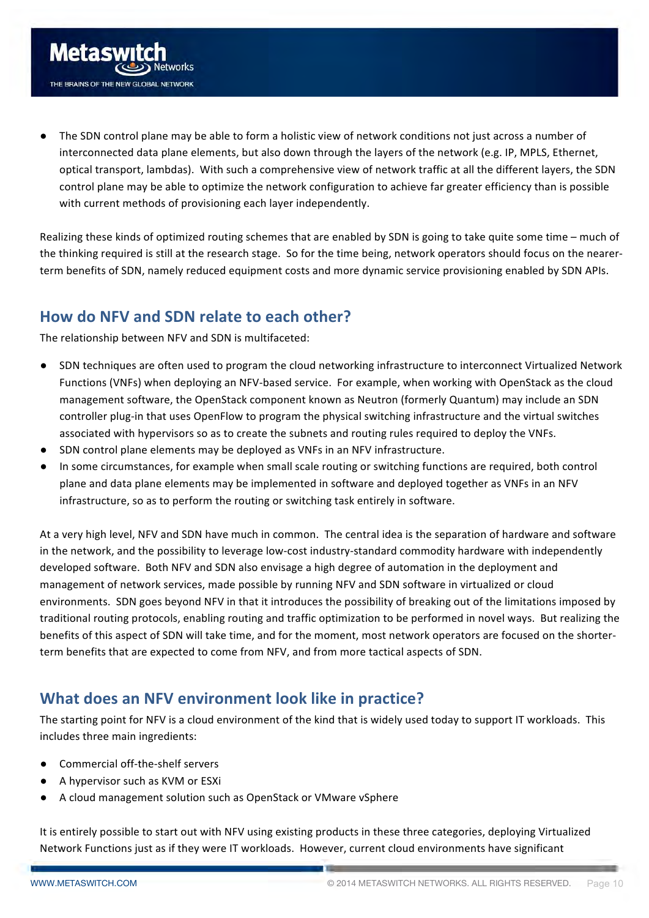- The SDN control plane may be able to form a holistic view of network conditions not just across a number of interconnected data plane elements, but also down through the layers of the network (e.g. IP, MPLS, Ethernet, optical transport, lambdas). With such a comprehensive view of network traffic at all the different layers, the SDN control plane may be able to optimize the network configuration to achieve far greater efficiency than is possible with current methods of provisioning each layer independently.

Realizing these kinds of optimized routing schemes that are enabled by SDN is going to take quite some time – much of the thinking required is still at the research stage. So for the time being, network operators should focus on the nearer-term benefits of SDN, namely reduced equipment costs and more dynamic service provisioning enabled by SDN APIs.

## How do NFV and SDN relate to each other?

The relationship between NFV and SDN is multifaceted:

- SDN techniques are often used to program the cloud networking infrastructure to interconnect Virtualized Network Functions (VNFs) when deploying an NFV-based service. For example, when working with OpenStack as the cloud management software, the OpenStack component known as Neutron (formerly Quantum) may include an SDN controller plug-in that uses OpenFlow to program the physical switching infrastructure and the virtual switches associated with hypervisors so as to create the subnets and routing rules required to deploy the VNFs.
- SDN control plane elements may be deployed as VNFs in an NFV infrastructure.
- In some circumstances, for example when small scale routing or switching functions are required, both control plane and data plane elements may be implemented in software and deployed together as VNFs in an NFV infrastructure, so as to perform the routing or switching task entirely in software.

At a very high level, NFV and SDN have much in common. The central idea is the separation of hardware and software in the network, and the possibility to leverage low-cost industry-standard commodity hardware with independently developed software. Both NFV and SDN also envisage a high degree of automation in the deployment and management of network services, made possible by running NFV and SDN software in virtualized or cloud environments. SDN goes beyond NFV in that it introduces the possibility of breaking out of the limitations imposed by traditional routing protocols, enabling routing and traffic optimization to be performed in novel ways. But realizing the benefits of this aspect of SDN will take time, and for the moment, most network operators are focused on the shorter-term benefits that are expected to come from NFV, and from more tactical aspects of SDN.

## What does an NFV environment look like in practice?

The starting point for NFV is a cloud environment of the kind that is widely used today to support IT workloads. This includes three main ingredients:

- Commercial off-the-shelf servers
- A hypervisor such as KVM or ESXi
- A cloud management solution such as OpenStack or VMware vSphere

It is entirely possible to start out with NFV using existing products in these three categories, deploying Virtualized Network Functions just as if they were IT workloads. However, current cloud environments have significant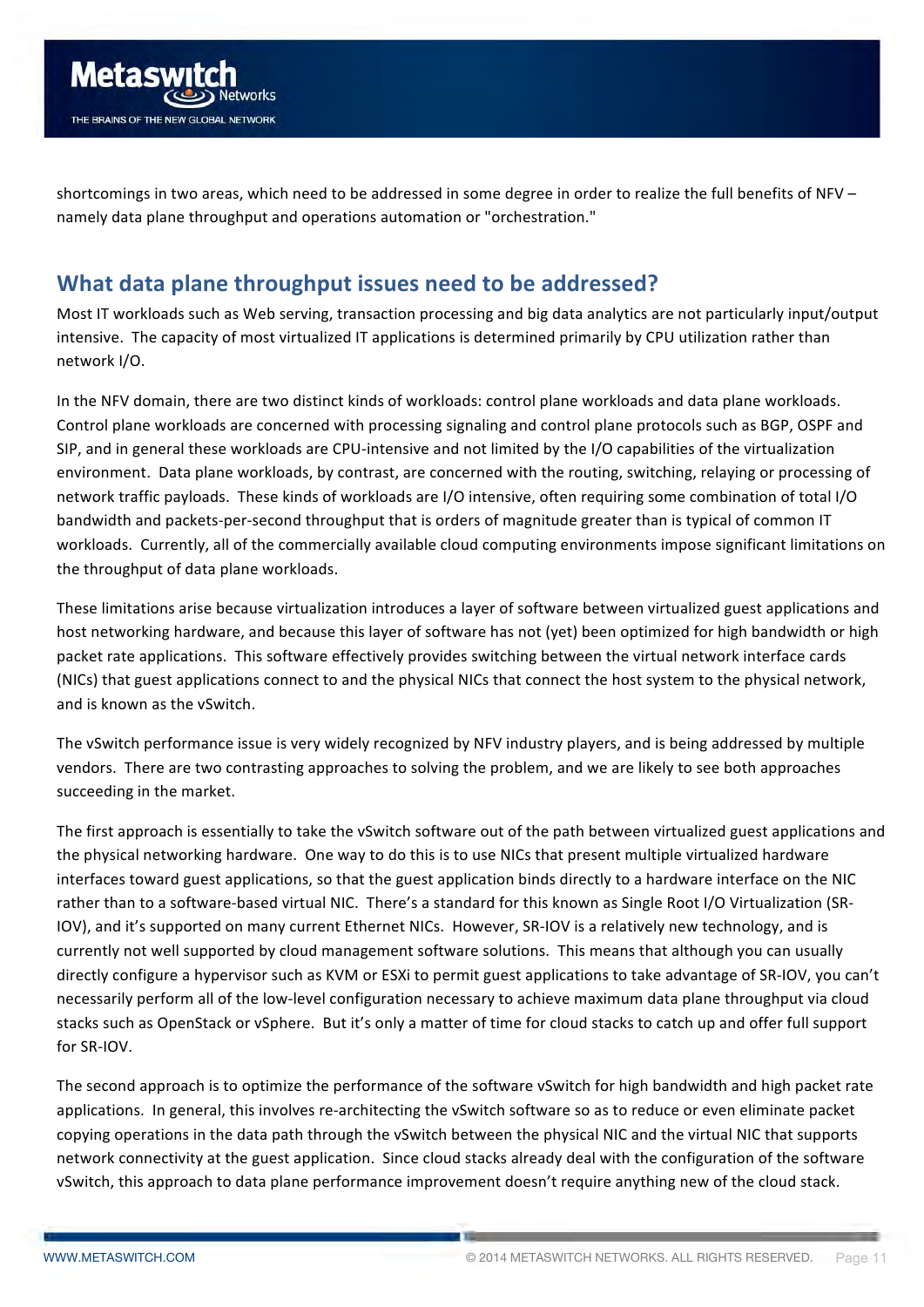shortcomings in two areas, which need to be addressed in some degree in order to realize the full benefits of NFV – namely data plane throughput and operations automation or "orchestration."

## What data plane throughput issues need to be addressed?

Most IT workloads such as Web serving, transaction processing and big data analytics are not particularly input/output intensive. The capacity of most virtualized IT applications is determined primarily by CPU utilization rather than network I/O.

In the NFV domain, there are two distinct kinds of workloads: control plane workloads and data plane workloads. Control plane workloads are concerned with processing signaling and control plane protocols such as BGP, OSPF and SIP, and in general these workloads are CPU-intensive and not limited by the I/O capabilities of the virtualization environment. Data plane workloads, by contrast, are concerned with the routing, switching, relaying or processing of network traffic payloads. These kinds of workloads are I/O intensive, often requiring some combination of total I/O bandwidth and packets-per-second throughput that is orders of magnitude greater than is typical of common IT workloads. Currently, all of the commercially available cloud computing environments impose significant limitations on the throughput of data plane workloads.

These limitations arise because virtualization introduces a layer of software between virtualized guest applications and host networking hardware, and because this layer of software has not (yet) been optimized for high bandwidth or high packet rate applications. This software effectively provides switching between the virtual network interface cards (NICs) that guest applications connect to and the physical NICs that connect the host system to the physical network, and is known as the vSwitch.

The vSwitch performance issue is very widely recognized by NFV industry players, and is being addressed by multiple vendors. There are two contrasting approaches to solving the problem, and we are likely to see both approaches succeeding in the market.

The first approach is essentially to take the vSwitch software out of the path between virtualized guest applications and the physical networking hardware. One way to do this is to use NICs that present multiple virtualized hardware interfaces toward guest applications, so that the guest application binds directly to a hardware interface on the NIC rather than to a software-based virtual NIC. There's a standard for this known as Single Root I/O Virtualization (SR-IOV), and it's supported on many current Ethernet NICs. However, SR-IOV is a relatively new technology, and is currently not well supported by cloud management software solutions. This means that although you can usually directly configure a hypervisor such as KVM or ESXi to permit guest applications to take advantage of SR-IOV, you can't necessarily perform all of the low-level configuration necessary to achieve maximum data plane throughput via cloud stacks such as OpenStack or vSphere. But it's only a matter of time for cloud stacks to catch up and offer full support for SR-IOV.

The second approach is to optimize the performance of the software vSwitch for high bandwidth and high packet rate applications. In general, this involves re-architecting the vSwitch software so as to reduce or even eliminate packet copying operations in the data path through the vSwitch between the physical NIC and the virtual NIC that supports network connectivity at the guest application. Since cloud stacks already deal with the configuration of the software vSwitch, this approach to data plane performance improvement doesn't require anything new of the cloud stack.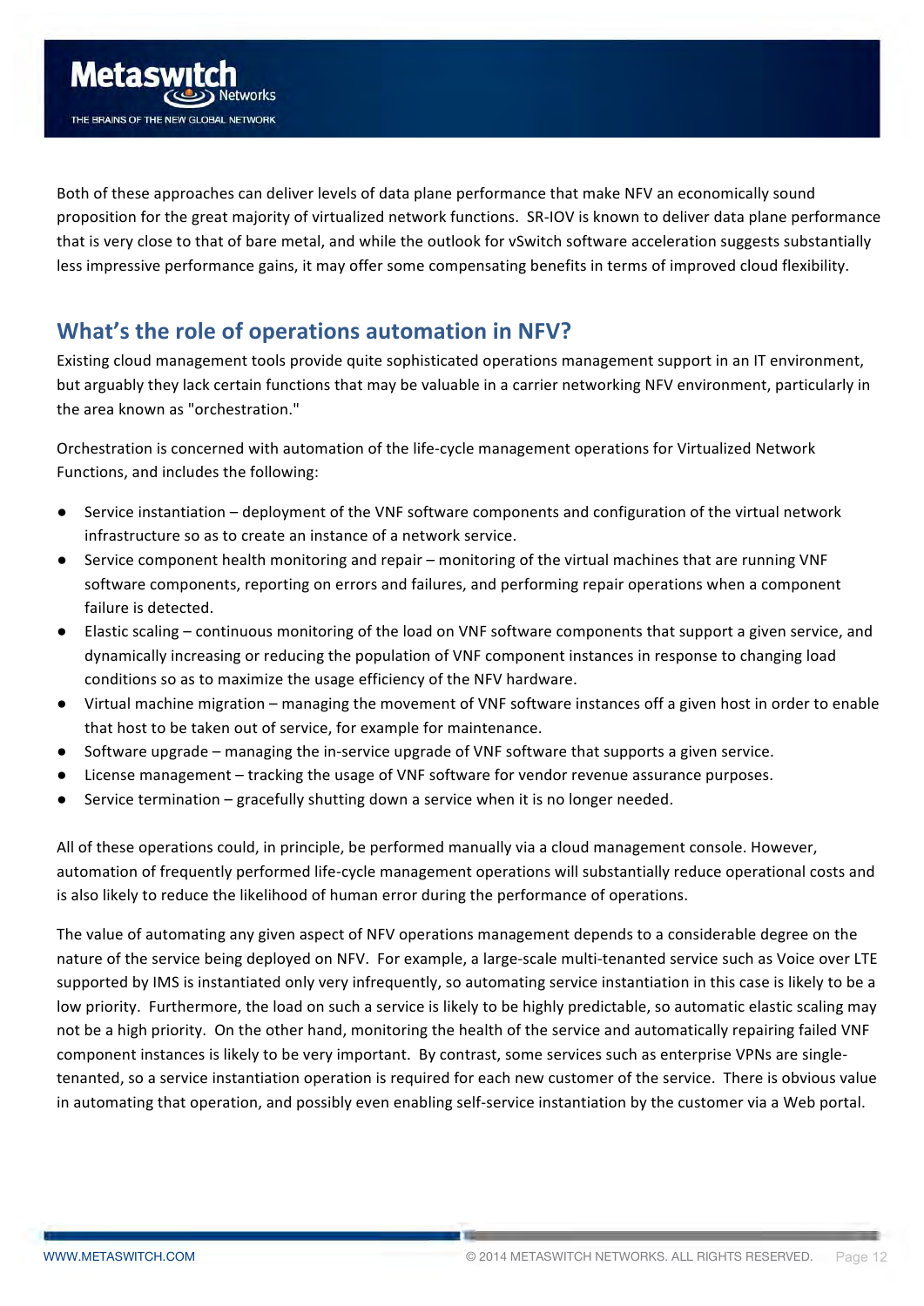Both of these approaches can deliver levels of data plane performance that make NFV an economically sound proposition for the great majority of virtualized network functions. SR-IOV is known to deliver data plane performance that is very close to that of bare metal, and while the outlook for vSwitch software acceleration suggests substantially less impressive performance gains, it may offer some compensating benefits in terms of improved cloud flexibility.

## What's the role of operations automation in NFV?

Existing cloud management tools provide quite sophisticated operations management support in an IT environment, but arguably they lack certain functions that may be valuable in a carrier networking NFV environment, particularly in the area known as "orchestration."

Orchestration is concerned with automation of the life-cycle management operations for Virtualized Network Functions, and includes the following:

- Service instantiation – deployment of the VNF software components and configuration of the virtual network infrastructure so as to create an instance of a network service.
- Service component health monitoring and repair – monitoring of the virtual machines that are running VNF software components, reporting on errors and failures, and performing repair operations when a component failure is detected.
- Elastic scaling – continuous monitoring of the load on VNF software components that support a given service, and dynamically increasing or reducing the population of VNF component instances in response to changing load conditions so as to maximize the usage efficiency of the NFV hardware.
- Virtual machine migration – managing the movement of VNF software instances off a given host in order to enable that host to be taken out of service, for example for maintenance.
- Software upgrade – managing the in-service upgrade of VNF software that supports a given service.
- License management – tracking the usage of VNF software for vendor revenue assurance purposes.
- Service termination – gracefully shutting down a service when it is no longer needed.

All of these operations could, in principle, be performed manually via a cloud management console. However, automation of frequently performed life-cycle management operations will substantially reduce operational costs and is also likely to reduce the likelihood of human error during the performance of operations.

The value of automating any given aspect of NFV operations management depends to a considerable degree on the nature of the service being deployed on NFV. For example, a large-scale multi-tenanted service such as Voice over LTE supported by IMS is instantiated only very infrequently, so automating service instantiation in this case is likely to be a low priority. Furthermore, the load on such a service is likely to be highly predictable, so automatic elastic scaling may not be a high priority. On the other hand, monitoring the health of the service and automatically repairing failed VNF component instances is likely to be very important. By contrast, some services such as enterprise VPNs are single-tenanted, so a service instantiation operation is required for each new customer of the service. There is obvious value in automating that operation, and possibly even enabling self-service instantiation by the customer via a Web portal.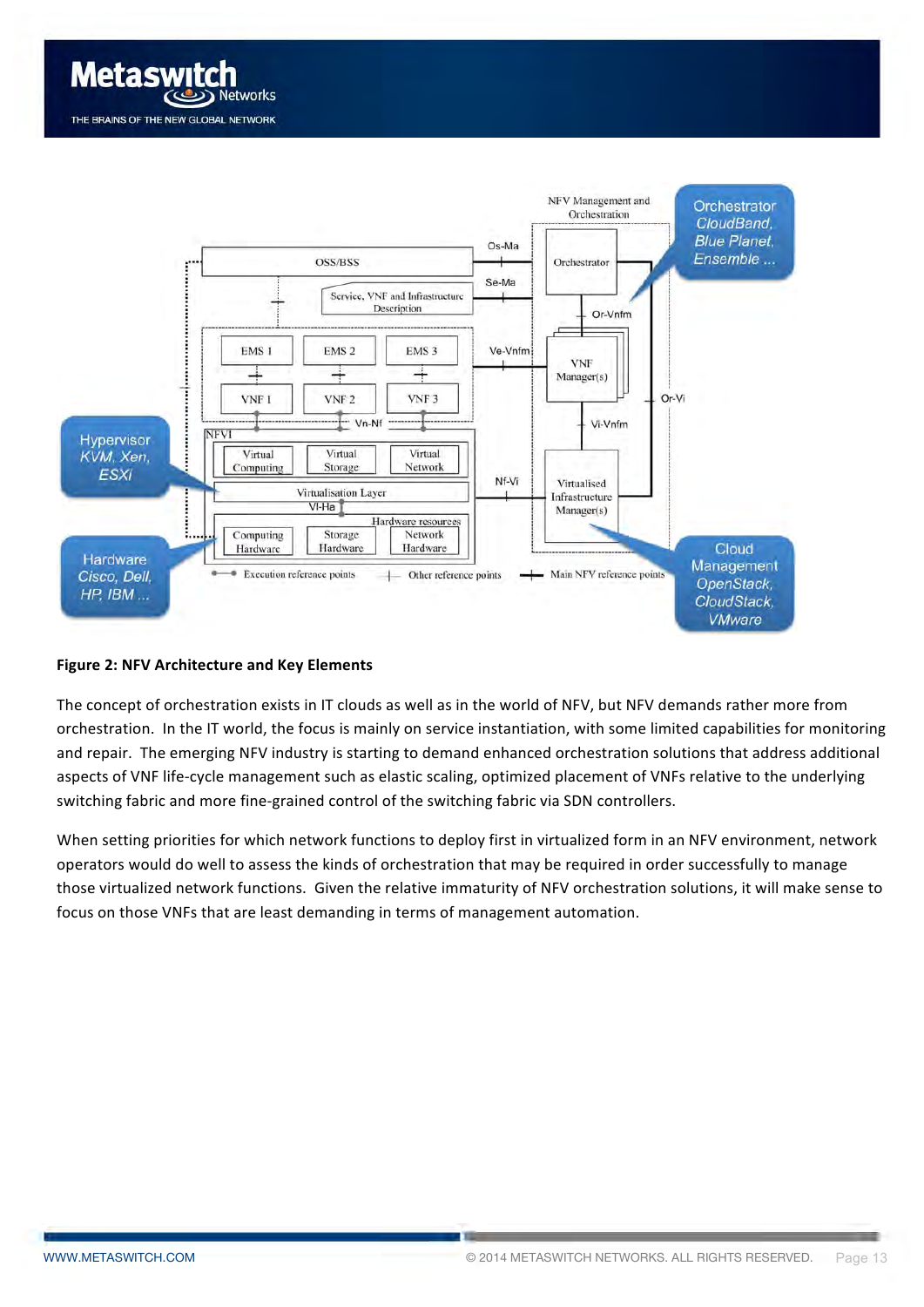**Figure 2: NFV Architecture and Key Elements**

The concept of orchestration exists in IT clouds as well as in the world of NFV, but NFV demands rather more from orchestration. In the IT world, the focus is mainly on service instantiation, with some limited capabilities for monitoring and repair. The emerging NFV industry is starting to demand enhanced orchestration solutions that address additional aspects of VNF life-cycle management such as elastic scaling, optimized placement of VNFs relative to the underlying switching fabric and more fine-grained control of the switching fabric via SDN controllers.

When setting priorities for which network functions to deploy first in virtualized form in an NFV environment, network operators would do well to assess the kinds of orchestration that may be required in order successfully to manage those virtualized network functions. Given the relative immaturity of NFV orchestration solutions, it will make sense to focus on those VNFs that are least demanding in terms of management automation.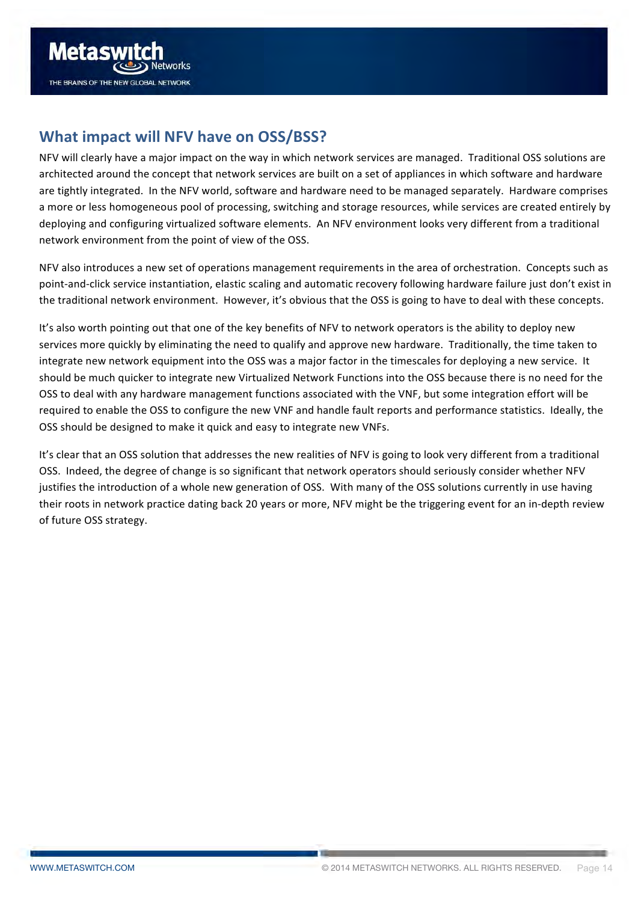## What impact will NFV have on OSS/BSS?

NFV will clearly have a major impact on the way in which network services are managed. Traditional OSS solutions are architected around the concept that network services are built on a set of appliances in which software and hardware are tightly integrated. In the NFV world, software and hardware need to be managed separately. Hardware comprises a more or less homogeneous pool of processing, switching and storage resources, while services are created entirely by deploying and configuring virtualized software elements. An NFV environment looks very different from a traditional network environment from the point of view of the OSS.

NFV also introduces a new set of operations management requirements in the area of orchestration. Concepts such as point-and-click service instantiation, elastic scaling and automatic recovery following hardware failure just don't exist in the traditional network environment. However, it's obvious that the OSS is going to have to deal with these concepts.

It's also worth pointing out that one of the key benefits of NFV to network operators is the ability to deploy new services more quickly by eliminating the need to qualify and approve new hardware. Traditionally, the time taken to integrate new network equipment into the OSS was a major factor in the timescales for deploying a new service. It should be much quicker to integrate new Virtualized Network Functions into the OSS because there is no need for the OSS to deal with any hardware management functions associated with the VNF, but some integration effort will be required to enable the OSS to configure the new VNF and handle fault reports and performance statistics. Ideally, the OSS should be designed to make it quick and easy to integrate new VNFs.

It's clear that an OSS solution that addresses the new realities of NFV is going to look very different from a traditional OSS. Indeed, the degree of change is so significant that network operators should seriously consider whether NFV justifies the introduction of a whole new generation of OSS. With many of the OSS solutions currently in use having their roots in network practice dating back 20 years or more, NFV might be the triggering event for an in-depth review of future OSS strategy.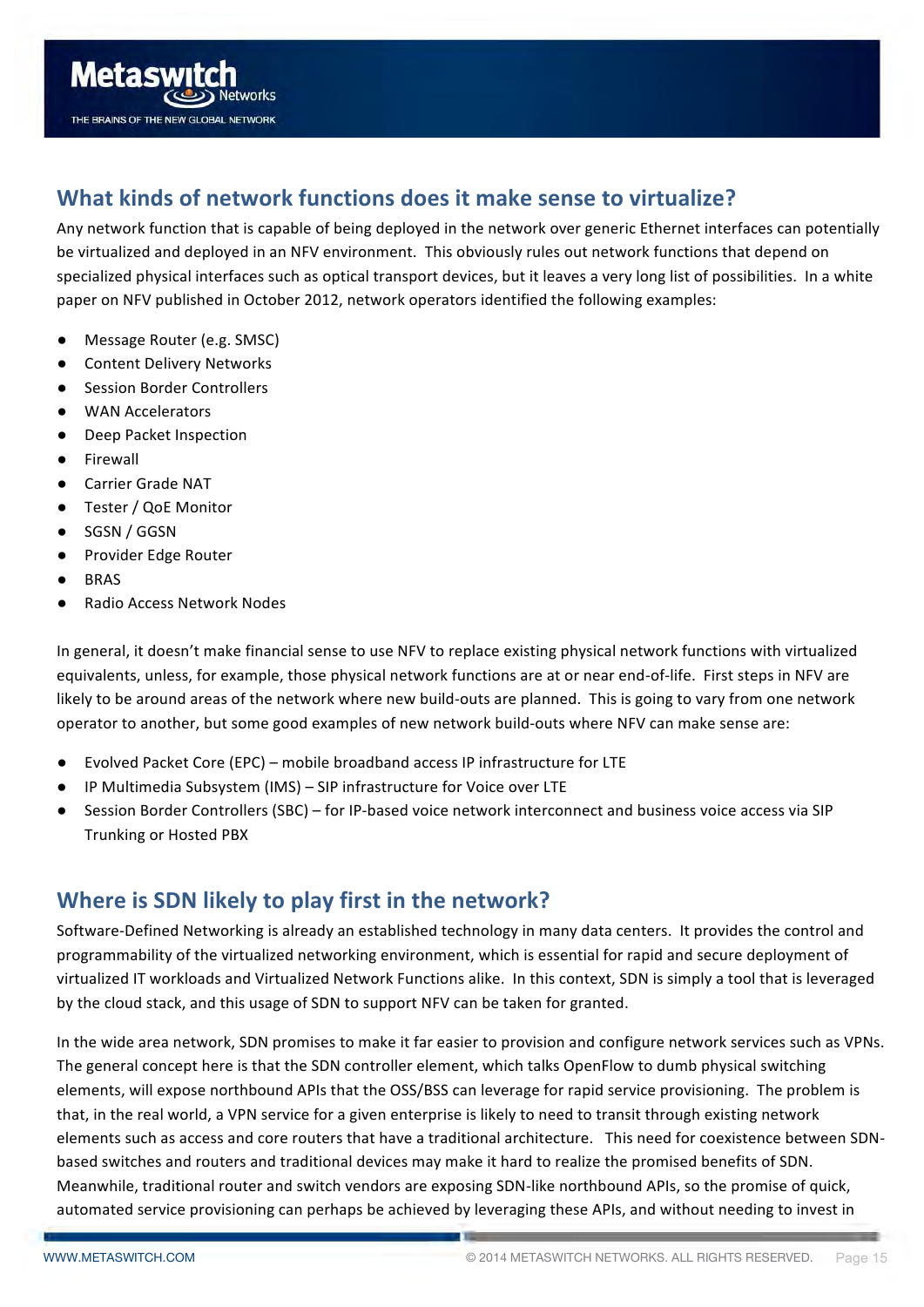## What kinds of network functions does it make sense to virtualize?

Any network function that is capable of being deployed in the network over generic Ethernet interfaces can potentially be virtualized and deployed in an NFV environment. This obviously rules out network functions that depend on specialized physical interfaces such as optical transport devices, but it leaves a very long list of possibilities. In a white paper on NFV published in October 2012, network operators identified the following examples:

- Message Router (e.g. SMSC)
- Content Delivery Networks
- Session Border Controllers
- WAN Accelerators
- Deep Packet Inspection
- Firewall
- Carrier Grade NAT
- Tester / QoE Monitor
- SGSN / GGSN
- Provider Edge Router
- BRAS
- Radio Access Network Nodes

In general, it doesn't make financial sense to use NFV to replace existing physical network functions with virtualized equivalents, unless, for example, those physical network functions are at or near end-of-life. First steps in NFV are likely to be around areas of the network where new build-outs are planned. This is going to vary from one network operator to another, but some good examples of new network build-outs where NFV can make sense are:

- Evolved Packet Core (EPC) – mobile broadband access IP infrastructure for LTE
- IP Multimedia Subsystem (IMS) – SIP infrastructure for Voice over LTE
- Session Border Controllers (SBC) – for IP-based voice network interconnect and business voice access via SIP Trunking or Hosted PBX

## Where is SDN likely to play first in the network?

Software-Defined Networking is already an established technology in many data centers. It provides the control and programmability of the virtualized networking environment, which is essential for rapid and secure deployment of virtualized IT workloads and Virtualized Network Functions alike. In this context, SDN is simply a tool that is leveraged by the cloud stack, and this usage of SDN to support NFV can be taken for granted.

In the wide area network, SDN promises to make it far easier to provision and configure network services such as VPNs. The general concept here is that the SDN controller element, which talks OpenFlow to dumb physical switching elements, will expose northbound APIs that the OSS/BSS can leverage for rapid service provisioning. The problem is that, in the real world, a VPN service for a given enterprise is likely to need to transit through existing network elements such as access and core routers that have a traditional architecture. This need for coexistence between SDN-based switches and routers and traditional devices may make it hard to realize the promised benefits of SDN. Meanwhile, traditional router and switch vendors are exposing SDN-like northbound APIs, so the promise of quick, automated service provisioning can perhaps be achieved by leveraging these APIs, and without needing to invest in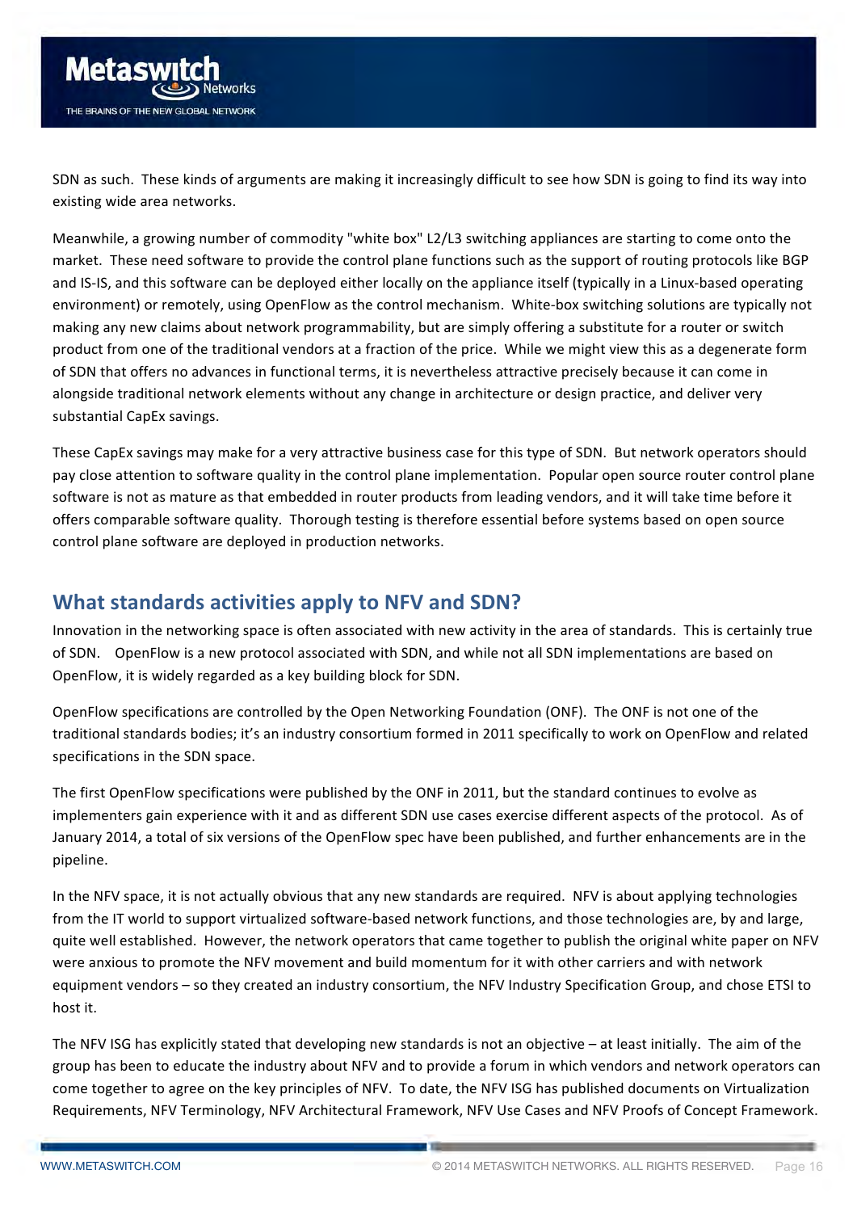SDN as such. These kinds of arguments are making it increasingly difficult to see how SDN is going to find its way into existing wide area networks.

Meanwhile, a growing number of commodity "white box" L2/L3 switching appliances are starting to come onto the market. These need software to provide the control plane functions such as the support of routing protocols like BGP and IS-IS, and this software can be deployed either locally on the appliance itself (typically in a Linux-based operating environment) or remotely, using OpenFlow as the control mechanism. White-box switching solutions are typically not making any new claims about network programmability, but are simply offering a substitute for a router or switch product from one of the traditional vendors at a fraction of the price. While we might view this as a degenerate form of SDN that offers no advances in functional terms, it is nevertheless attractive precisely because it can come in alongside traditional network elements without any change in architecture or design practice, and deliver very substantial CapEx savings.

These CapEx savings may make for a very attractive business case for this type of SDN. But network operators should pay close attention to software quality in the control plane implementation. Popular open source router control plane software is not as mature as that embedded in router products from leading vendors, and it will take time before it offers comparable software quality. Thorough testing is therefore essential before systems based on open source control plane software are deployed in production networks.

## What standards activities apply to NFV and SDN?

Innovation in the networking space is often associated with new activity in the area of standards. This is certainly true of SDN. OpenFlow is a new protocol associated with SDN, and while not all SDN implementations are based on OpenFlow, it is widely regarded as a key building block for SDN.

OpenFlow specifications are controlled by the Open Networking Foundation (ONF). The ONF is not one of the traditional standards bodies; it's an industry consortium formed in 2011 specifically to work on OpenFlow and related specifications in the SDN space.

The first OpenFlow specifications were published by the ONF in 2011, but the standard continues to evolve as implementers gain experience with it and as different SDN use cases exercise different aspects of the protocol. As of January 2014, a total of six versions of the OpenFlow spec have been published, and further enhancements are in the pipeline.

In the NFV space, it is not actually obvious that any new standards are required. NFV is about applying technologies from the IT world to support virtualized software-based network functions, and those technologies are, by and large, quite well established. However, the network operators that came together to publish the original white paper on NFV were anxious to promote the NFV movement and build momentum for it with other carriers and with network equipment vendors – so they created an industry consortium, the NFV Industry Specification Group, and chose ETSI to host it.

The NFV ISG has explicitly stated that developing new standards is not an objective – at least initially. The aim of the group has been to educate the industry about NFV and to provide a forum in which vendors and network operators can come together to agree on the key principles of NFV. To date, the NFV ISG has published documents on Virtualization Requirements, NFV Terminology, NFV Architectural Framework, NFV Use Cases and NFV Proofs of Concept Framework.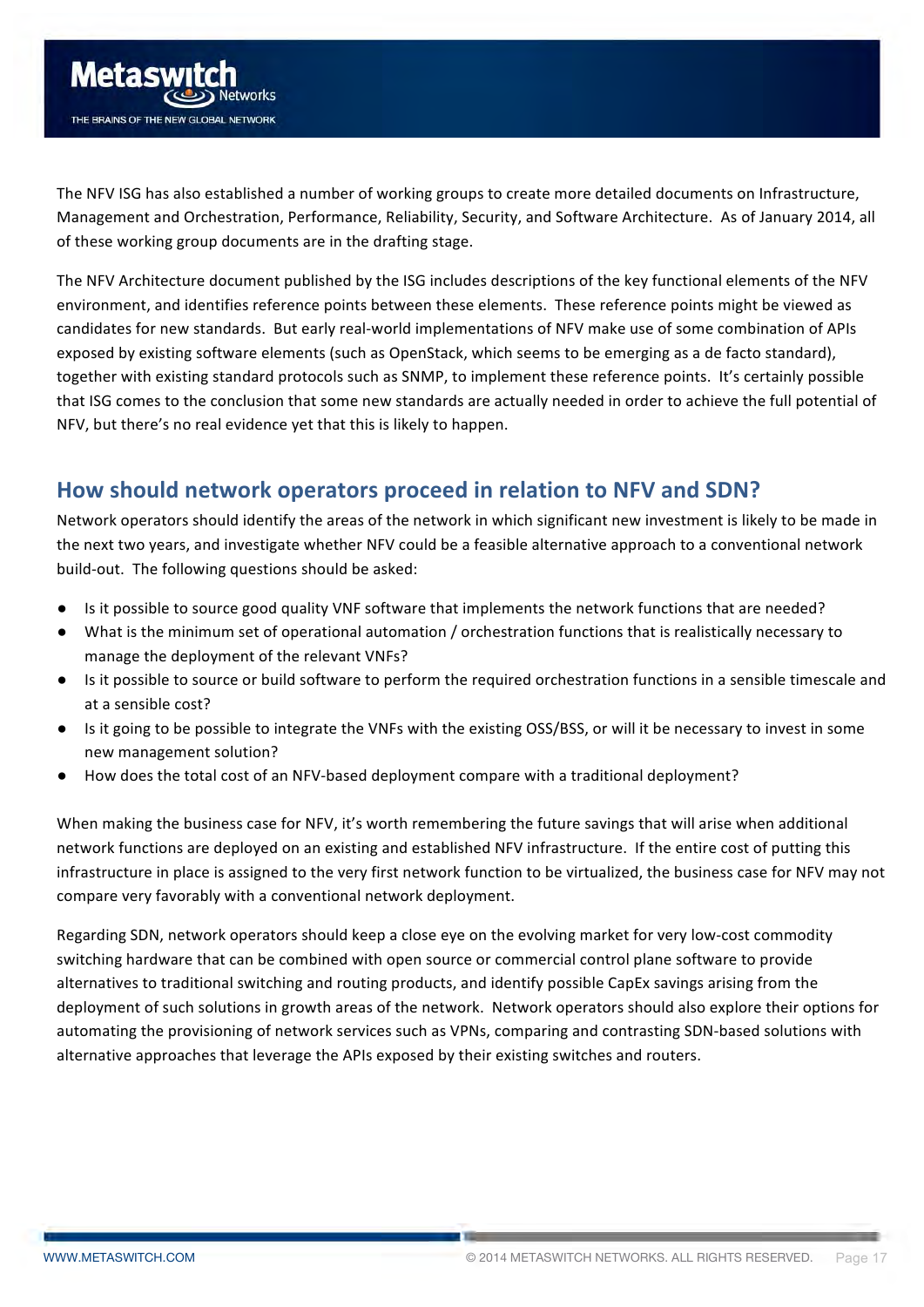The NFV ISG has also established a number of working groups to create more detailed documents on Infrastructure, Management and Orchestration, Performance, Reliability, Security, and Software Architecture. As of January 2014, all of these working group documents are in the drafting stage.

The NFV Architecture document published by the ISG includes descriptions of the key functional elements of the NFV environment, and identifies reference points between these elements. These reference points might be viewed as candidates for new standards. But early real-world implementations of NFV make use of some combination of APIs exposed by existing software elements (such as OpenStack, which seems to be emerging as a de facto standard), together with existing standard protocols such as SNMP, to implement these reference points. It's certainly possible that ISG comes to the conclusion that some new standards are actually needed in order to achieve the full potential of NFV, but there's no real evidence yet that this is likely to happen.

## How should network operators proceed in relation to NFV and SDN?

Network operators should identify the areas of the network in which significant new investment is likely to be made in the next two years, and investigate whether NFV could be a feasible alternative approach to a conventional network build-out. The following questions should be asked:

- Is it possible to source good quality VNF software that implements the network functions that are needed?
- What is the minimum set of operational automation / orchestration functions that is realistically necessary to manage the deployment of the relevant VNFs?
- Is it possible to source or build software to perform the required orchestration functions in a sensible timescale and at a sensible cost?
- Is it going to be possible to integrate the VNFs with the existing OSS/BSS, or will it be necessary to invest in some new management solution?
- How does the total cost of an NFV-based deployment compare with a traditional deployment?

When making the business case for NFV, it's worth remembering the future savings that will arise when additional network functions are deployed on an existing and established NFV infrastructure. If the entire cost of putting this infrastructure in place is assigned to the very first network function to be virtualized, the business case for NFV may not compare very favorably with a conventional network deployment.

Regarding SDN, network operators should keep a close eye on the evolving market for very low-cost commodity switching hardware that can be combined with open source or commercial control plane software to provide alternatives to traditional switching and routing products, and identify possible CapEx savings arising from the deployment of such solutions in growth areas of the network. Network operators should also explore their options for automating the provisioning of network services such as VPNs, comparing and contrasting SDN-based solutions with alternative approaches that leverage the APIs exposed by their existing switches and routers.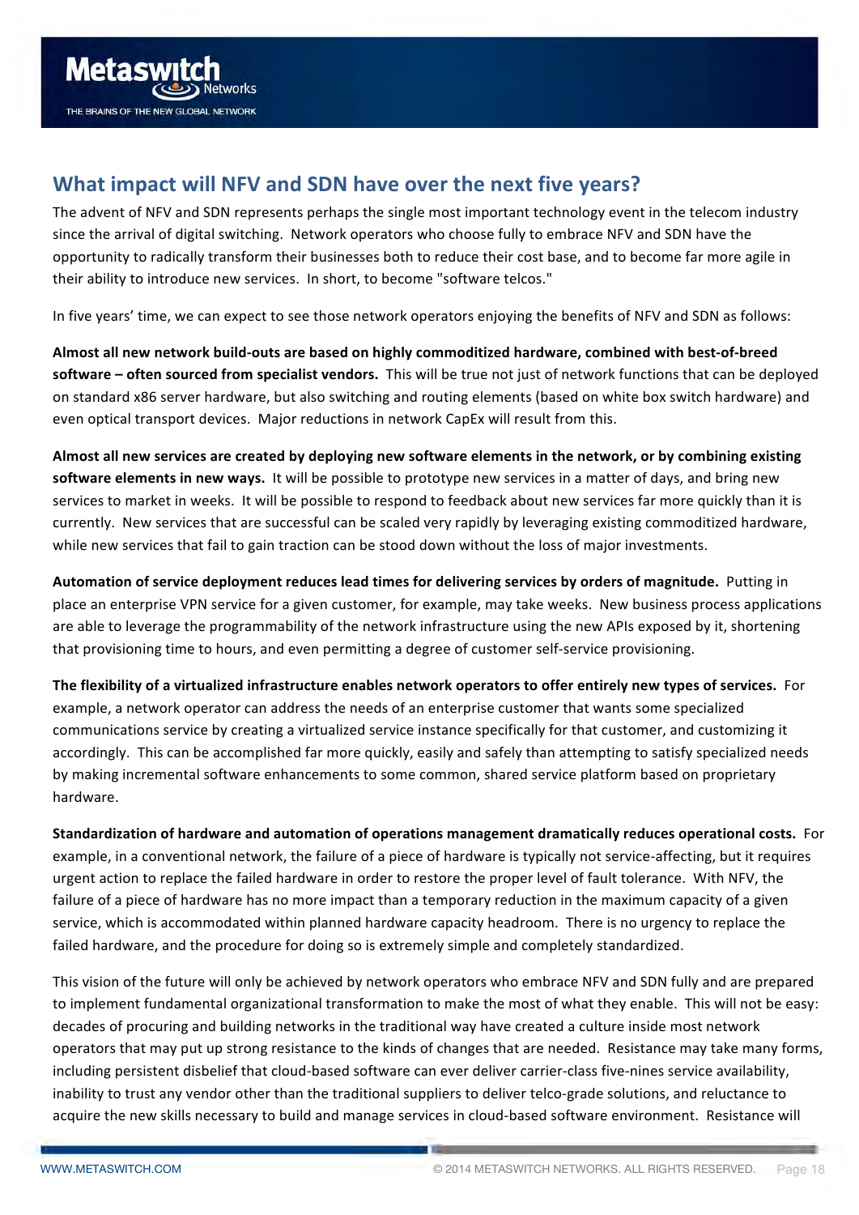## What impact will NFV and SDN have over the next five years?

The advent of NFV and SDN represents perhaps the single most important technology event in the telecom industry since the arrival of digital switching. Network operators who choose fully to embrace NFV and SDN have the opportunity to radically transform their businesses both to reduce their cost base, and to become far more agile in their ability to introduce new services. In short, to become "software telcos."

In five years' time, we can expect to see those network operators enjoying the benefits of NFV and SDN as follows:

**Almost all new network build-outs are based on highly commoditized hardware, combined with best-of-breed software – often sourced from specialist vendors.** This will be true not just of network functions that can be deployed on standard x86 server hardware, but also switching and routing elements (based on white box switch hardware) and even optical transport devices. Major reductions in network CapEx will result from this.

**Almost all new services are created by deploying new software elements in the network, or by combining existing software elements in new ways.** It will be possible to prototype new services in a matter of days, and bring new services to market in weeks. It will be possible to respond to feedback about new services far more quickly than it is currently. New services that are successful can be scaled very rapidly by leveraging existing commoditized hardware, while new services that fail to gain traction can be stood down without the loss of major investments.

**Automation of service deployment reduces lead times for delivering services by orders of magnitude.** Putting in place an enterprise VPN service for a given customer, for example, may take weeks. New business process applications are able to leverage the programmability of the network infrastructure using the new APIs exposed by it, shortening that provisioning time to hours, and even permitting a degree of customer self-service provisioning.

**The flexibility of a virtualized infrastructure enables network operators to offer entirely new types of services.** For example, a network operator can address the needs of an enterprise customer that wants some specialized communications service by creating a virtualized service instance specifically for that customer, and customizing it accordingly. This can be accomplished far more quickly, easily and safely than attempting to satisfy specialized needs by making incremental software enhancements to some common, shared service platform based on proprietary hardware.

**Standardization of hardware and automation of operations management dramatically reduces operational costs.** For example, in a conventional network, the failure of a piece of hardware is typically not service-affecting, but it requires urgent action to replace the failed hardware in order to restore the proper level of fault tolerance. With NFV, the failure of a piece of hardware has no more impact than a temporary reduction in the maximum capacity of a given service, which is accommodated within planned hardware capacity headroom. There is no urgency to replace the failed hardware, and the procedure for doing so is extremely simple and completely standardized.

This vision of the future will only be achieved by network operators who embrace NFV and SDN fully and are prepared to implement fundamental organizational transformation to make the most of what they enable. This will not be easy: decades of procuring and building networks in the traditional way have created a culture inside most network operators that may put up strong resistance to the kinds of changes that are needed. Resistance may take many forms, including persistent disbelief that cloud-based software can ever deliver carrier-class five-nines service availability, inability to trust any vendor other than the traditional suppliers to deliver telco-grade solutions, and reluctance to acquire the new skills necessary to build and manage services in cloud-based software environment. Resistance will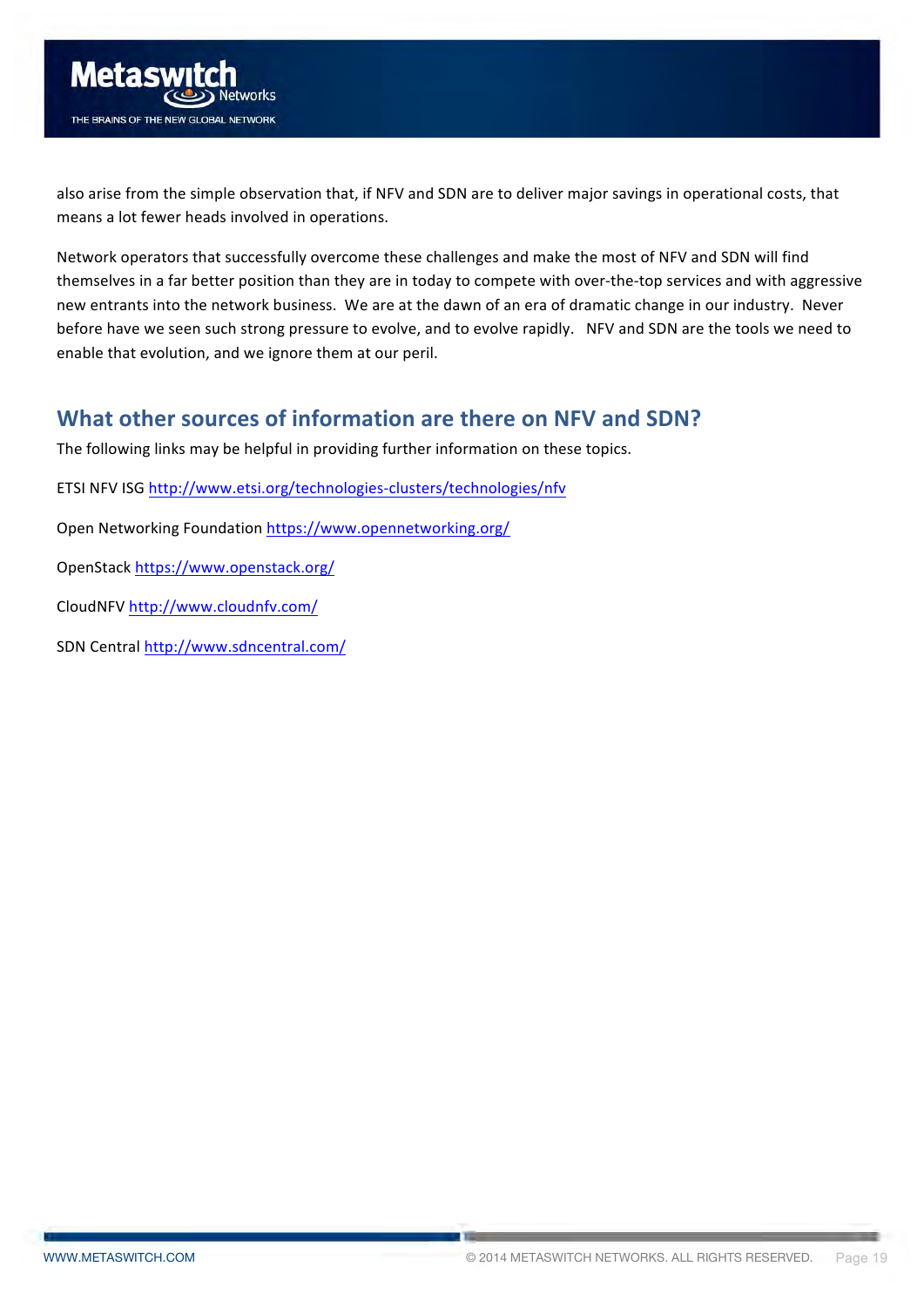also arise from the simple observation that, if NFV and SDN are to deliver major savings in operational costs, that means a lot fewer heads involved in operations.

Network operators that successfully overcome these challenges and make the most of NFV and SDN will find themselves in a far better position than they are in today to compete with over-the-top services and with aggressive new entrants into the network business. We are at the dawn of an era of dramatic change in our industry. Never before have we seen such strong pressure to evolve, and to evolve rapidly. NFV and SDN are the tools we need to enable that evolution, and we ignore them at our peril.

## What other sources of information are there on NFV and SDN?

The following links may be helpful in providing further information on these topics.

ETSI NFV ISG http://www.etsi.org/technologies-clusters/technologies/nfv

Open Networking Foundation https://www.opennetworking.org/

OpenStack https://www.openstack.org/

CloudNFV http://www.cloudnfv.com/

SDN Central http://www.sdncentral.com/